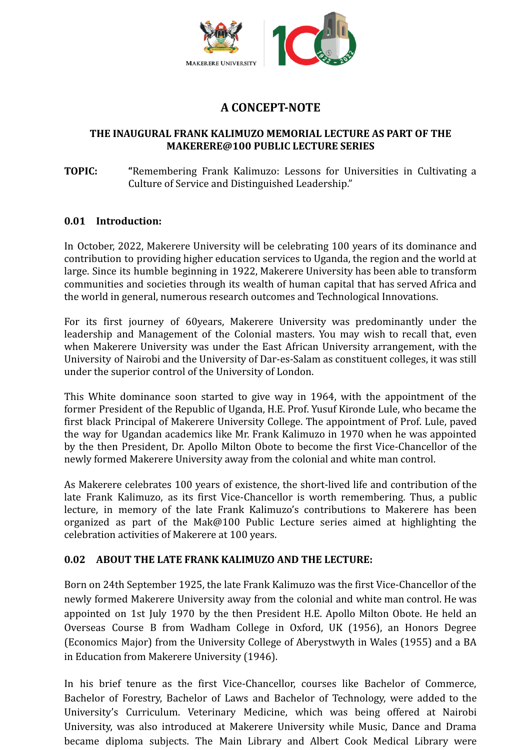# A CONCEPT-NOTE

## THE INAUGURAL FRANK KALIMUZO MEMORIAL LECTURE AS PART OF THE MAKERERE@100 PUBLIC LECTURE SERIES

**TOPIC:** "Remembering Frank Kalimuzo: Lessons for Universities in Cultivating a Culture of Service and Distinguished Leadership."

### 0.01 Introduction:

In October, 2022, Makerere University will be celebrating 100 years of its dominance and contribution to providing higher education services to Uganda, the region and the world at large. Since its humble beginning in 1922, Makerere University has been able to transform communities and societies through its wealth of human capital that has served Africa and the world in general, numerous research outcomes and Technological Innovations.

For its first journey of 60years, Makerere University was predominantly under the leadership and Management of the Colonial masters. You may wish to recall that, even when Makerere University was under the East African University arrangement, with the University of Nairobi and the University of Dar-es-Salam as constituent colleges, it was still under the superior control of the University of London.

This White dominance soon started to give way in 1964, with the appointment of the former President of the Republic of Uganda, H.E. Prof. Yusuf Kironde Lule, who became the first black Principal of Makerere University College. The appointment of Prof. Lule, paved the way for Ugandan academics like Mr. Frank Kalimuzo in 1970 when he was appointed by the then President, Dr. Apollo Milton Obote to become the first Vice-Chancellor of the newly formed Makerere University away from the colonial and white man control.

As Makerere celebrates 100 years of existence, the short-lived life and contribution of the late Frank Kalimuzo, as its first Vice-Chancellor is worth remembering. Thus, a public lecture, in memory of the late Frank Kalimuzo's contributions to Makerere has been organized as part of the Mak@100 Public Lecture series aimed at highlighting the celebration activities of Makerere at 100 years.

### 0.02 ABOUT THE LATE FRANK KALIMUZO AND THE LECTURE:

Born on 24th September 1925, the late Frank Kalimuzo was the first Vice-Chancellor of the newly formed Makerere University away from the colonial and white man control. He was appointed on 1st July 1970 by the then President H.E. Apollo Milton Obote. He held an Overseas Course B from Wadham College in Oxford, UK (1956), an Honors Degree (Economics Major) from the University College of Aberystwyth in Wales (1955) and a BA in Education from Makerere University (1946).

In his brief tenure as the first Vice-Chancellor, courses like Bachelor of Commerce, Bachelor of Forestry, Bachelor of Laws and Bachelor of Technology, were added to the University's Curriculum. Veterinary Medicine, which was being offered at Nairobi University, was also introduced at Makerere University while Music, Dance and Drama became diploma subjects. The Main Library and Albert Cook Medical Library were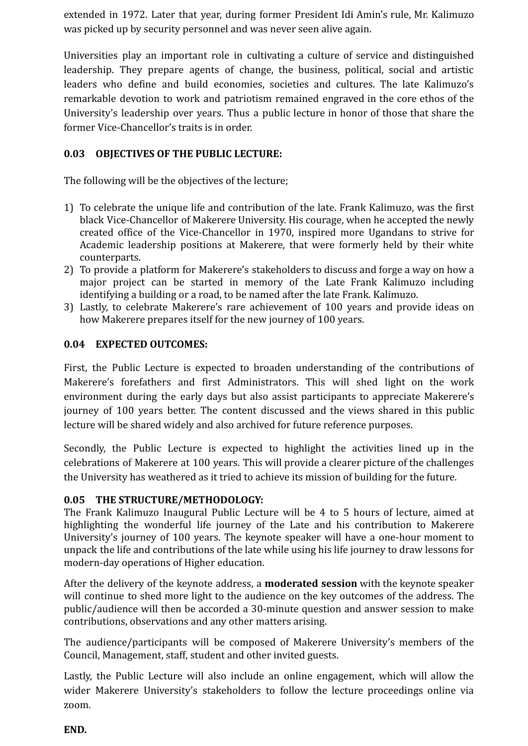extended in 1972. Later that year, during former President Idi Amin's rule, Mr. Kalimuzo was picked up by security personnel and was never seen alive again.

Universities play an important role in cultivating a culture of service and distinguished leadership. They prepare agents of change, the business, political, social and artistic leaders who define and build economies, societies and cultures. The late Kalimuzo's remarkable devotion to work and patriotism remained engraved in the core ethos of the University's leadership over years. Thus a public lecture in honor of those that share the former Vice-Chancellor's traits is in order.

## 0.03 OBJECTIVES OF THE PUBLIC LECTURE:

The following will be the objectives of the lecture;

1) To celebrate the unique life and contribution of the late. Frank Kalimuzo, was the first black Vice-Chancellor of Makerere University. His courage, when he accepted the newly created office of the Vice-Chancellor in 1970, inspired more Ugandans to strive for Academic leadership positions at Makerere, that were formerly held by their white counterparts.
2) To provide a platform for Makerere's stakeholders to discuss and forge a way on how a major project can be started in memory of the Late Frank Kalimuzo including identifying a building or a road, to be named after the late Frank. Kalimuzo.
3) Lastly, to celebrate Makerere's rare achievement of 100 years and provide ideas on how Makerere prepares itself for the new journey of 100 years.

## 0.04 EXPECTED OUTCOMES:

First, the Public Lecture is expected to broaden understanding of the contributions of Makerere's forefathers and first Administrators. This will shed light on the work environment during the early days but also assist participants to appreciate Makerere's journey of 100 years better. The content discussed and the views shared in this public lecture will be shared widely and also archived for future reference purposes.

Secondly, the Public Lecture is expected to highlight the activities lined up in the celebrations of Makerere at 100 years. This will provide a clearer picture of the challenges the University has weathered as it tried to achieve its mission of building for the future.

## 0.05 THE STRUCTURE/METHODOLOGY:

The Frank Kalimuzo Inaugural Public Lecture will be 4 to 5 hours of lecture, aimed at highlighting the wonderful life journey of the Late and his contribution to Makerere University's journey of 100 years. The keynote speaker will have a one-hour moment to unpack the life and contributions of the late while using his life journey to draw lessons for modern-day operations of Higher education.

After the delivery of the keynote address, a **moderated session** with the keynote speaker will continue to shed more light to the audience on the key outcomes of the address. The public/audience will then be accorded a 30-minute question and answer session to make contributions, observations and any other matters arising.

The audience/participants will be composed of Makerere University's members of the Council, Management, staff, student and other invited guests.

Lastly, the Public Lecture will also include an online engagement, which will allow the wider Makerere University's stakeholders to follow the lecture proceedings online via zoom.

**END.**